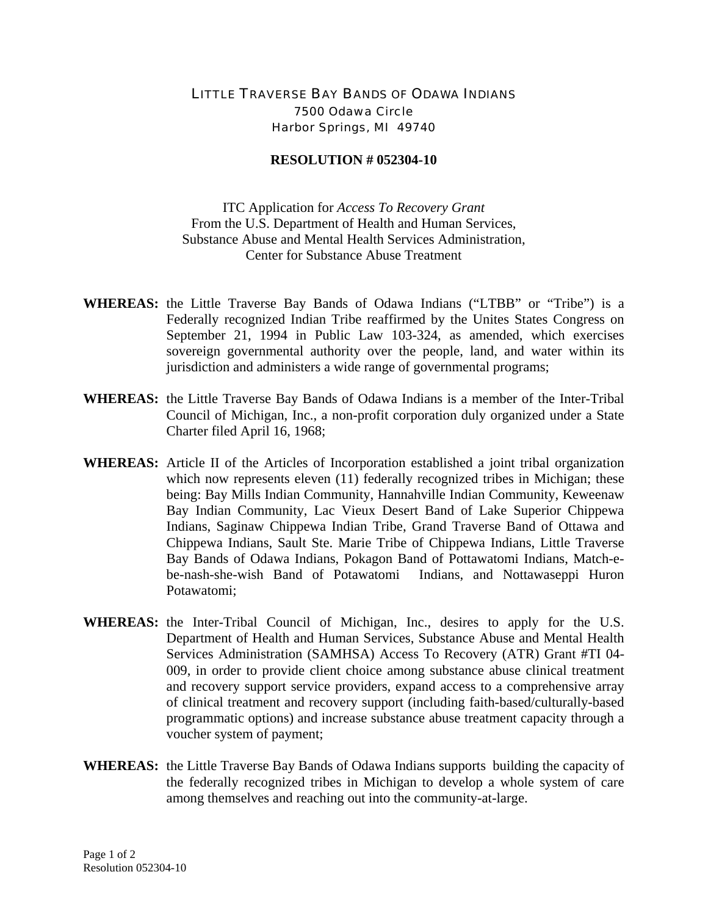LITTLE TRAVERSE BAY BANDS OF ODAWA INDIANS
7500 Odawa Circle
Harbor Springs, MI 49740

**RESOLUTION # 052304-10**

ITC Application for *Access To Recovery Grant*
From the U.S. Department of Health and Human Services,
Substance Abuse and Mental Health Services Administration,
Center for Substance Abuse Treatment

**WHEREAS:** the Little Traverse Bay Bands of Odawa Indians ("LTBB" or "Tribe") is a Federally recognized Indian Tribe reaffirmed by the Unites States Congress on September 21, 1994 in Public Law 103-324, as amended, which exercises sovereign governmental authority over the people, land, and water within its jurisdiction and administers a wide range of governmental programs;

**WHEREAS:** the Little Traverse Bay Bands of Odawa Indians is a member of the Inter-Tribal Council of Michigan, Inc., a non-profit corporation duly organized under a State Charter filed April 16, 1968;

**WHEREAS:** Article II of the Articles of Incorporation established a joint tribal organization which now represents eleven (11) federally recognized tribes in Michigan; these being: Bay Mills Indian Community, Hannahville Indian Community, Keweenaw Bay Indian Community, Lac Vieux Desert Band of Lake Superior Chippewa Indians, Saginaw Chippewa Indian Tribe, Grand Traverse Band of Ottawa and Chippewa Indians, Sault Ste. Marie Tribe of Chippewa Indians, Little Traverse Bay Bands of Odawa Indians, Pokagon Band of Pottawatomi Indians, Match-e-be-nash-she-wish Band of Potawatomi Indians, and Nottawaseppi Huron Potawatomi;

**WHEREAS:** the Inter-Tribal Council of Michigan, Inc., desires to apply for the U.S. Department of Health and Human Services, Substance Abuse and Mental Health Services Administration (SAMHSA) Access To Recovery (ATR) Grant #TI 04-009, in order to provide client choice among substance abuse clinical treatment and recovery support service providers, expand access to a comprehensive array of clinical treatment and recovery support (including faith-based/culturally-based programmatic options) and increase substance abuse treatment capacity through a voucher system of payment;

**WHEREAS:** the Little Traverse Bay Bands of Odawa Indians supports building the capacity of the federally recognized tribes in Michigan to develop a whole system of care among themselves and reaching out into the community-at-large.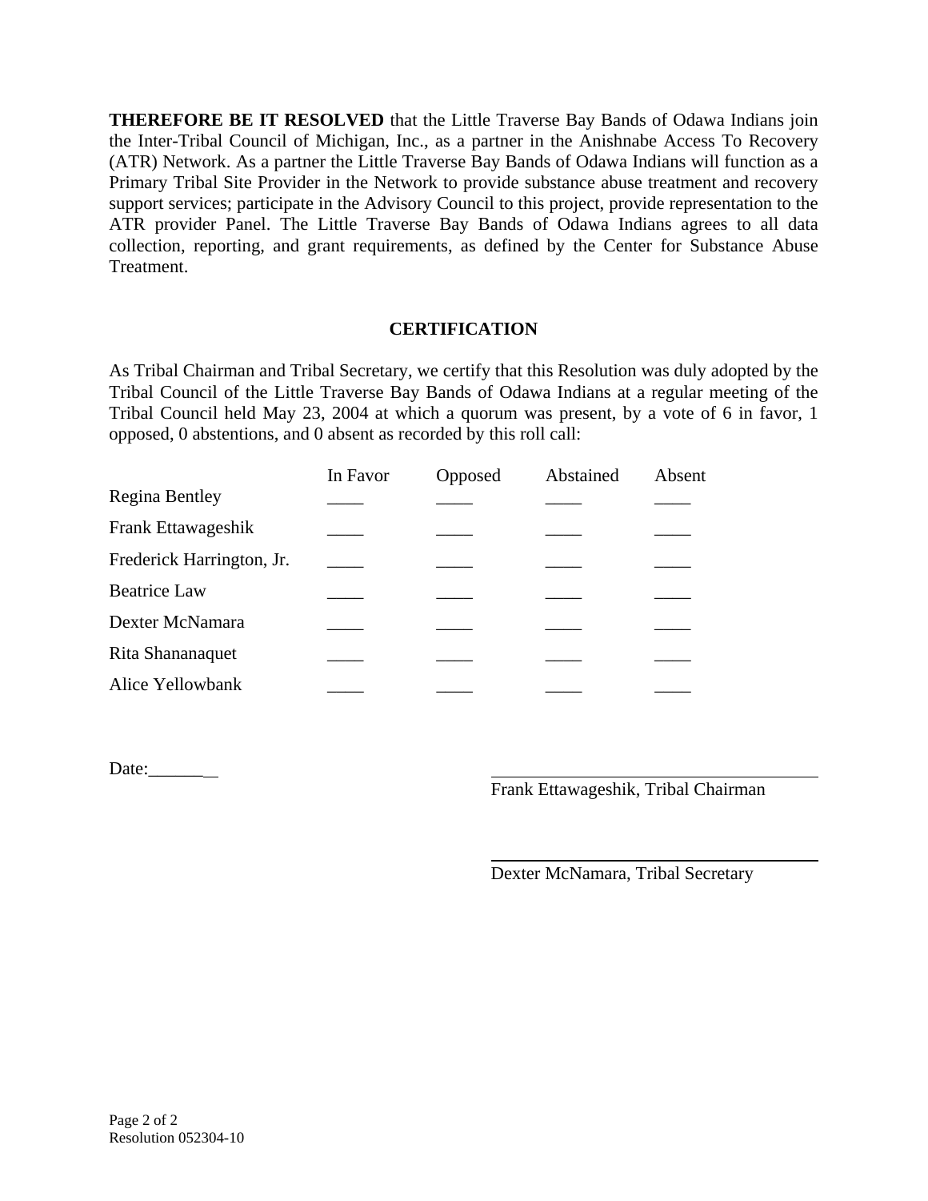**THEREFORE BE IT RESOLVED** that the Little Traverse Bay Bands of Odawa Indians join the Inter-Tribal Council of Michigan, Inc., as a partner in the Anishnabe Access To Recovery (ATR) Network. As a partner the Little Traverse Bay Bands of Odawa Indians will function as a Primary Tribal Site Provider in the Network to provide substance abuse treatment and recovery support services; participate in the Advisory Council to this project, provide representation to the ATR provider Panel. The Little Traverse Bay Bands of Odawa Indians agrees to all data collection, reporting, and grant requirements, as defined by the Center for Substance Abuse Treatment.

## CERTIFICATION

As Tribal Chairman and Tribal Secretary, we certify that this Resolution was duly adopted by the Tribal Council of the Little Traverse Bay Bands of Odawa Indians at a regular meeting of the Tribal Council held May 23, 2004 at which a quorum was present, by a vote of 6 in favor, 1 opposed, 0 abstentions, and 0 absent as recorded by this roll call:

| | In Favor | Opposed | Abstained | Absent |
|---|---|---|---|---|
| Regina Bentley | ____ | ____ | ____ | ____ |
| Frank Ettawageshik | ____ | ____ | ____ | ____ |
| Frederick Harrington, Jr. | ____ | ____ | ____ | ____ |
| Beatrice Law | ____ | ____ | ____ | ____ |
| Dexter McNamara | ____ | ____ | ____ | ____ |
| Rita Shananaquet | ____ | ____ | ____ | ____ |
| Alice Yellowbank | ____ | ____ | ____ | ____ |

Date:________

______________________________
Frank Ettawageshik, Tribal Chairman

______________________________
Dexter McNamara, Tribal Secretary

Resolution 052304-10